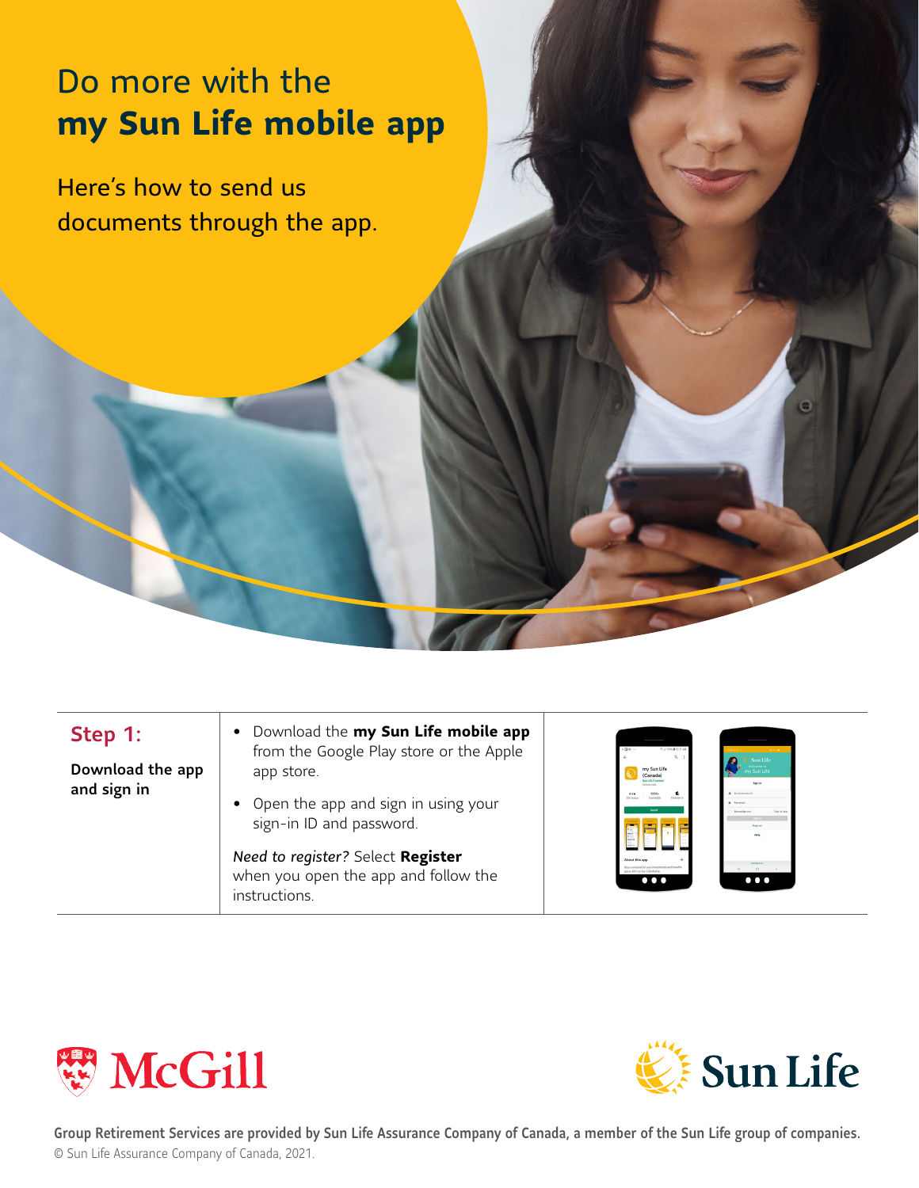# Do more with the **my Sun Life mobile app**

Here's how to send us documents through the app.

| | | |
|---|---|---|
| **Step 1:** **Download the app and sign in** | • Download the **my Sun Life mobile app** from the Google Play store or the Apple app store. • Open the app and sign in using your sign-in ID and password. *Need to register?* Select **Register** when you open the app and follow the instructions. | |

McGill

Sun Life

**Group Retirement Services are provided by Sun Life Assurance Company of Canada, a member of the Sun Life group of companies.**
© Sun Life Assurance Company of Canada, 2021.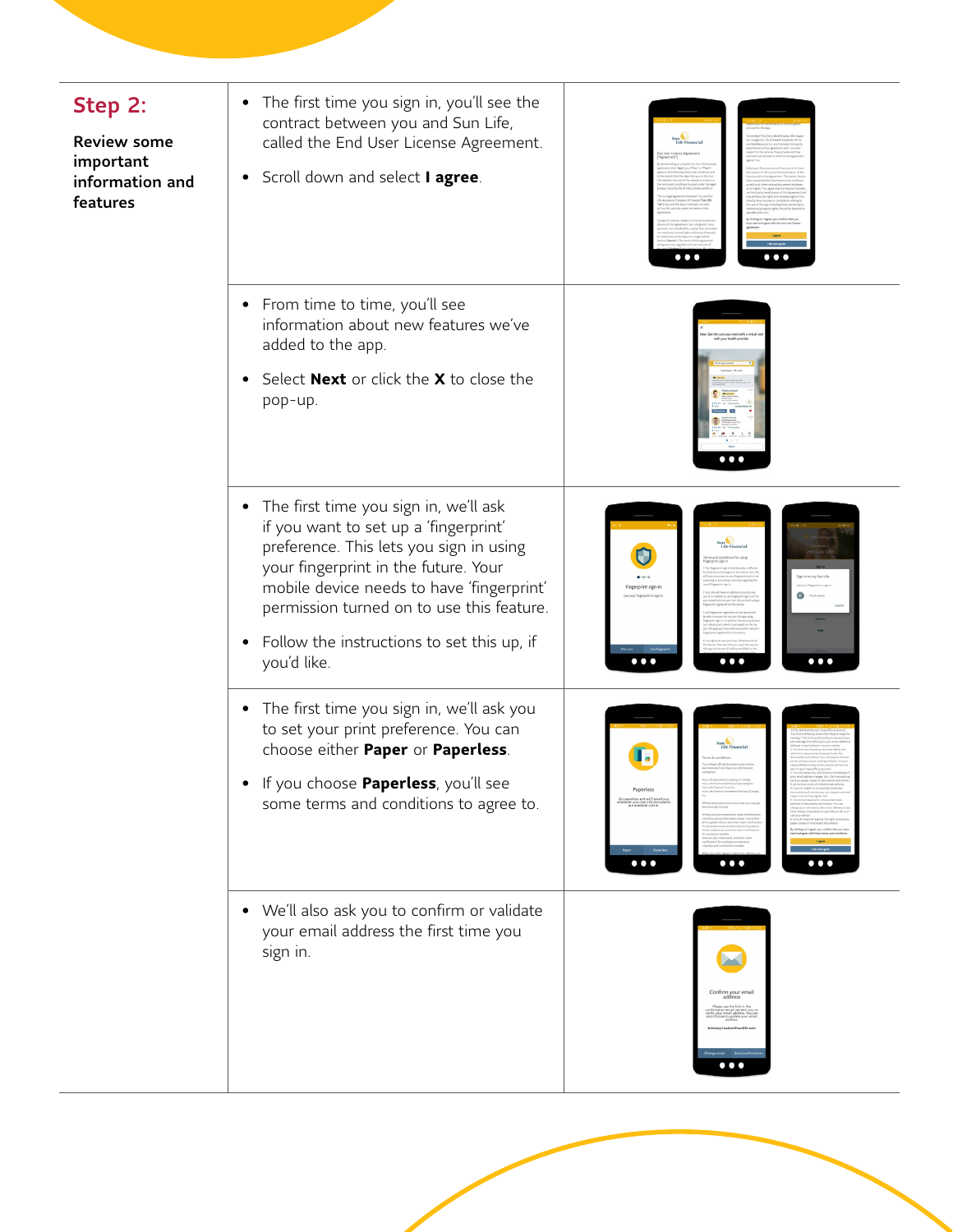## Step 2:

**Review some important information and features**

- The first time you sign in, you'll see the contract between you and Sun Life, called the End User License Agreement.
- Scroll down and select **I agree**.

- From time to time, you'll see information about new features we've added to the app.
- Select **Next** or click the **X** to close the pop-up.

- The first time you sign in, we'll ask if you want to set up a 'fingerprint' preference. This lets you sign in using your fingerprint in the future. Your mobile device needs to have 'fingerprint' permission turned on to use this feature.
- Follow the instructions to set this up, if you'd like.

- The first time you sign in, we'll ask you to set your print preference. You can choose either **Paper** or **Paperless**.
- If you choose **Paperless**, you'll see some terms and conditions to agree to.

- We'll also ask you to confirm or validate your email address the first time you sign in.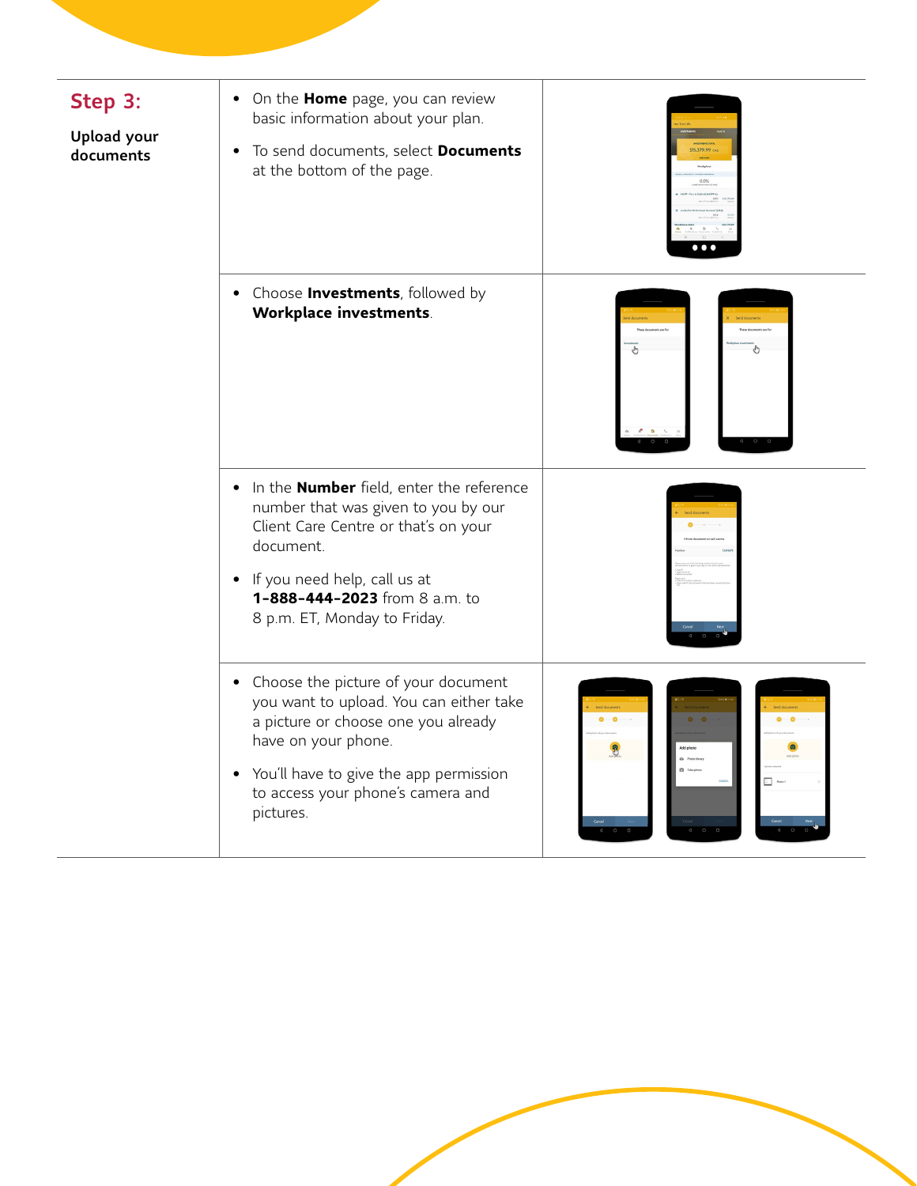## Step 3:

**Upload your documents**

- On the **Home** page, you can review basic information about your plan.
- To send documents, select **Documents** at the bottom of the page.

- Choose **Investments**, followed by **Workplace investments**.

- In the **Number** field, enter the reference number that was given to you by our Client Care Centre or that's on your document.
- If you need help, call us at **1-888-444-2023** from 8 a.m. to 8 p.m. ET, Monday to Friday.

- Choose the picture of your document you want to upload. You can either take a picture or choose one you already have on your phone.
- You'll have to give the app permission to access your phone's camera and pictures.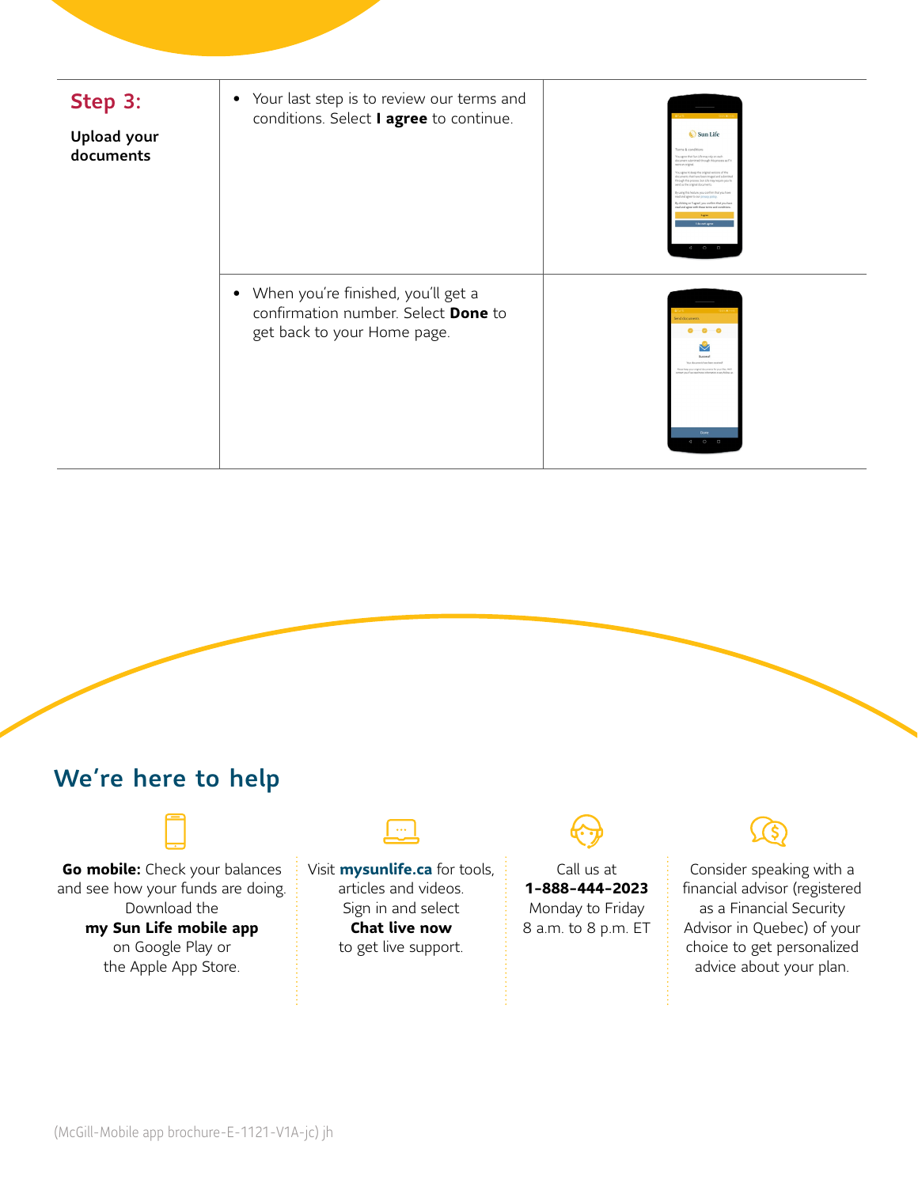| | | |
|---|---|---|
| **Step 3:** **Upload your documents** | • Your last step is to review our terms and conditions. Select **I agree** to continue. | |
| | • When you're finished, you'll get a confirmation number. Select **Done** to get back to your Home page. | |

## We're here to help

**Go mobile:** Check your balances and see how your funds are doing. Download the **my Sun Life mobile app** on Google Play or the Apple App Store.

Visit **mysunlife.ca** for tools, articles and videos. Sign in and select **Chat live now** to get live support.

Call us at **1-888-444-2023** Monday to Friday 8 a.m. to 8 p.m. ET

Consider speaking with a financial advisor (registered as a Financial Security Advisor in Quebec) of your choice to get personalized advice about your plan.

(McGill-Mobile app brochure-E-1121-V1A-jc) jh